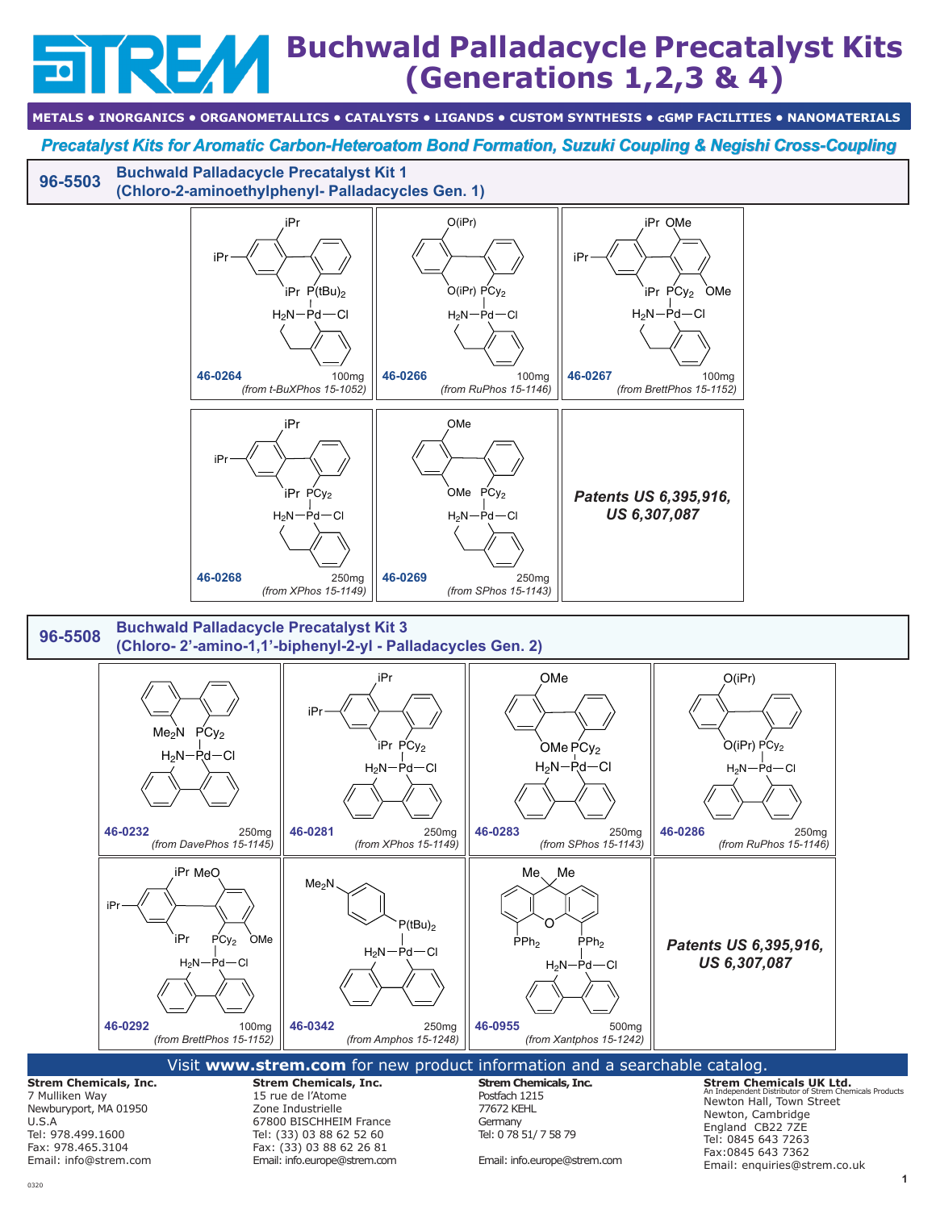# Buchwald Palladacycle Precatalyst Kits (Generations 1,2,3 & 4)

**METALS • INORGANICS • ORGANOMETALLICS • CATALYSTS • LIGANDS • CUSTOM SYNTHESIS • cGMP FACILITIES • NANOMATERIALS**

***Precatalyst Kits for Aromatic Carbon-Heteroatom Bond Formation, Suzuki Coupling & Negishi Cross-Coupling***

## 96-5503 Buchwald Palladacycle Precatalyst Kit 1 (Chloro-2-aminoethylphenyl- Palladacycles Gen. 1)

| Catalog # | Amount | Source |
|---|---|---|
| 46-0264 | 100mg | *(from t-BuXPhos 15-1052)* |
| 46-0266 | 100mg | *(from RuPhos 15-1146)* |
| 46-0267 | 100mg | *(from BrettPhos 15-1152)* |
| 46-0268 | 250mg | *(from XPhos 15-1149)* |
| 46-0269 | 250mg | *(from SPhos 15-1143)* |

***Patents US 6,395,916, US 6,307,087***

## 96-5508 Buchwald Palladacycle Precatalyst Kit 3 (Chloro- 2'-amino-1,1'-biphenyl-2-yl - Palladacycles Gen. 2)

| Catalog # | Amount | Source |
|---|---|---|
| 46-0232 | 250mg | *(from DavePhos 15-1145)* |
| 46-0281 | 250mg | *(from XPhos 15-1149)* |
| 46-0283 | 250mg | *(from SPhos 15-1143)* |
| 46-0286 | 250mg | *(from RuPhos 15-1146)* |
| 46-0292 | 100mg | *(from BrettPhos 15-1152)* |
| 46-0342 | 250mg | *(from Amphos 15-1248)* |
| 46-0955 | 500mg | *(from Xantphos 15-1242)* |

***Patents US 6,395,916, US 6,307,087***

Visit **www.strem.com** for new product information and a searchable catalog.

**Strem Chemicals, Inc.**
7 Mulliken Way
Newburyport, MA 01950
U.S.A
Tel: 978.499.1600
Fax: 978.465.3104
Email: info@strem.com

**Strem Chemicals, Inc.**
15 rue de l'Atome
Zone Industrielle
67800 BISCHHEIM France
Tel: (33) 03 88 62 52 60
Fax: (33) 03 88 62 26 81
Email: info.europe@strem.com

**Strem Chemicals, Inc.**
Postfach 1215
77672 KEHL
Germany
Tel: 0 78 51/ 7 58 79
Email: info.europe@strem.com

**Strem Chemicals UK Ltd.**
An Independent Distributor of Strem Chemicals Products
Newton Hall, Town Street
Newton, Cambridge
England CB22 7ZE
Tel: 0845 643 7263
Fax:0845 643 7362
Email: enquiries@strem.co.uk

0320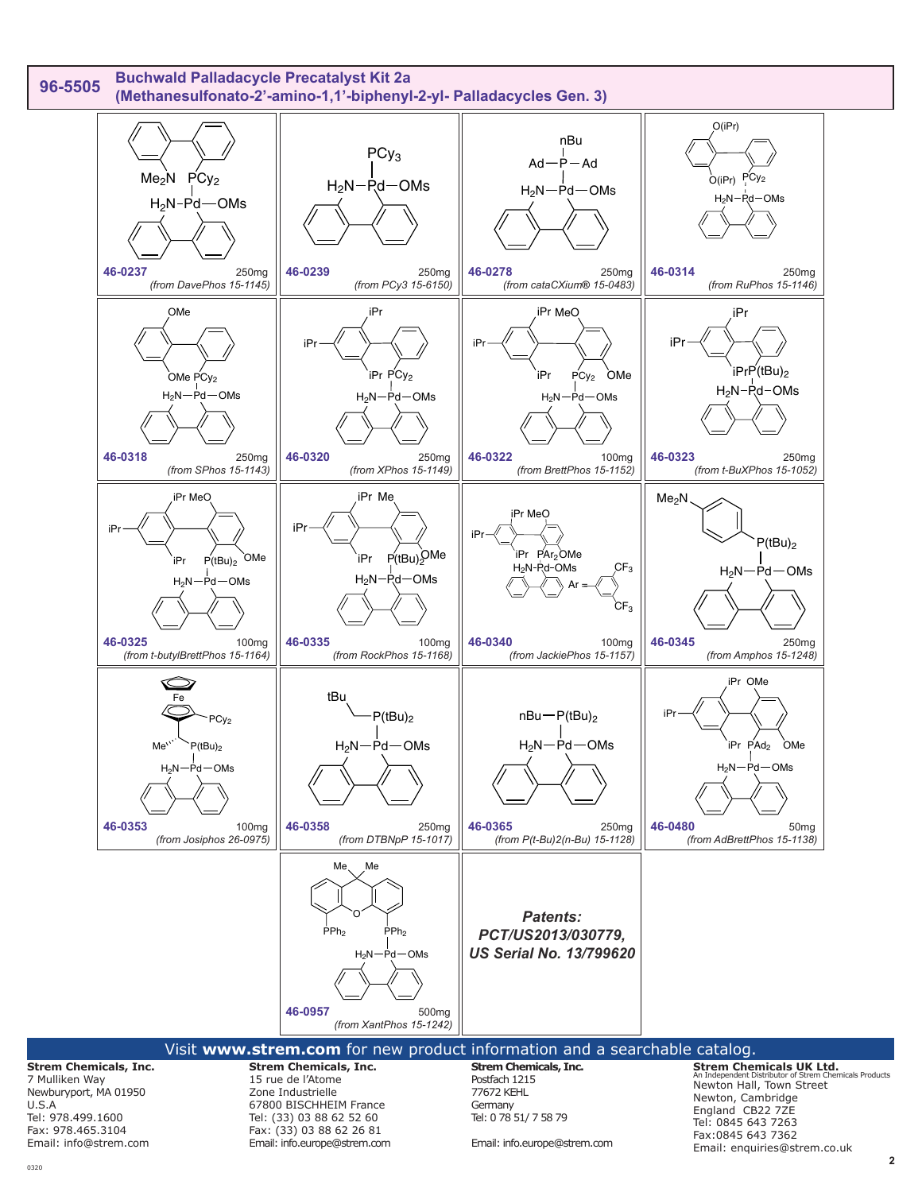# 96-5505 Buchwald Palladacycle Precatalyst Kit 2a

## (Methanesulfonato-2'-amino-1,1'-biphenyl-2-yl- Palladacycles Gen. 3)

| Catalog No. | Amount | Source ligand |
|---|---|---|
| 46-0237 | 250mg | *(from DavePhos 15-1145)* |
| 46-0239 | 250mg | *(from PCy3 15-6150)* |
| 46-0278 | 250mg | *(from cataCXium® 15-0483)* |
| 46-0314 | 250mg | *(from RuPhos 15-1146)* |
| 46-0318 | 250mg | *(from SPhos 15-1143)* |
| 46-0320 | 250mg | *(from XPhos 15-1149)* |
| 46-0322 | 100mg | *(from BrettPhos 15-1152)* |
| 46-0323 | 250mg | *(from t-BuXPhos 15-1052)* |
| 46-0325 | 100mg | *(from t-butylBrettPhos 15-1164)* |
| 46-0335 | 100mg | *(from RockPhos 15-1168)* |
| 46-0340 | 100mg | *(from JackiePhos 15-1157)* |
| 46-0345 | 250mg | *(from Amphos 15-1248)* |
| 46-0353 | 100mg | *(from Josiphos 26-0975)* |
| 46-0358 | 250mg | *(from DTBNpP 15-1017)* |
| 46-0365 | 250mg | *(from P(t-Bu)2(n-Bu) 15-1128)* |
| 46-0480 | 50mg | *(from AdBrettPhos 15-1138)* |
| 46-0957 | 500mg | *(from XantPhos 15-1242)* |

***Patents: PCT/US2013/030779, US Serial No. 13/799620***

Visit **www.strem.com** for new product information and a searchable catalog.

**Strem Chemicals, Inc.**
7 Mulliken Way
Newburyport, MA 01950
U.S.A
Tel: 978.499.1600
Fax: 978.465.3104
Email: info@strem.com

**Strem Chemicals, Inc.**
15 rue de l'Atome
Zone Industrielle
67800 BISCHHEIM France
Tel: (33) 03 88 62 52 60
Fax: (33) 03 88 62 26 81
Email: info.europe@strem.com

**Strem Chemicals, Inc.**
Postfach 1215
77672 KEHL
Germany
Tel: 0 78 51/ 7 58 79
Email: info.europe@strem.com

**Strem Chemicals UK Ltd.**
An Independent Distributor of Strem Chemicals Products
Newton Hall, Town Street
Newton, Cambridge
England CB22 7ZE
Tel: 0845 643 7263
Fax:0845 643 7362
Email: enquiries@strem.co.uk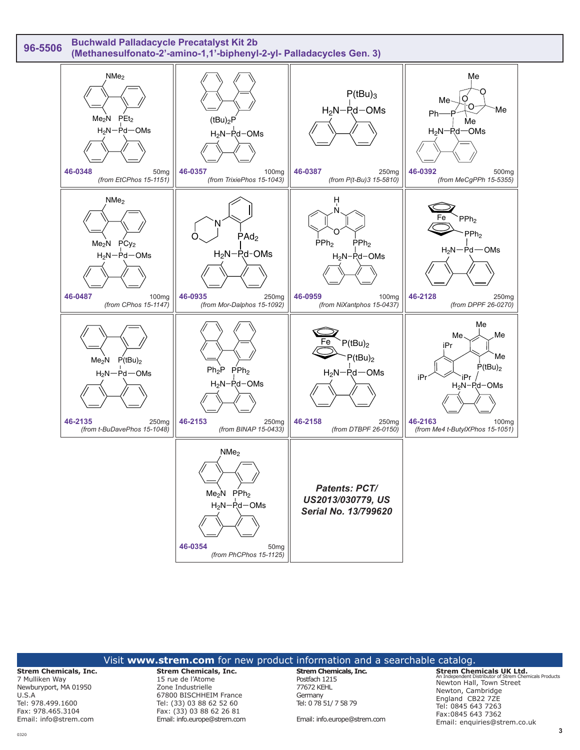## 96-5506 Buchwald Palladacycle Precatalyst Kit 2b (Methanesulfonato-2'-amino-1,1'-biphenyl-2-yl- Palladacycles Gen. 3)

| Catalog No. | Amount | Source |
|---|---|---|
| 46-0348 | 50mg | *(from EtCPhos 15-1151)* |
| 46-0357 | 100mg | *(from TrixiePhos 15-1043)* |
| 46-0387 | 250mg | *(from P(t-Bu)3 15-5810)* |
| 46-0392 | 500mg | *(from MeCgPPh 15-5355)* |
| 46-0487 | 100mg | *(from CPhos 15-1147)* |
| 46-0935 | 250mg | *(from Mor-Dalphos 15-1092)* |
| 46-0959 | 100mg | *(from NiXantphos 15-0437)* |
| 46-2128 | 250mg | *(from DPPF 26-0270)* |
| 46-2135 | 250mg | *(from t-BuDavePhos 15-1048)* |
| 46-2153 | 250mg | *(from BINAP 15-0433)* |
| 46-2158 | 250mg | *(from DTBPF 26-0150)* |
| 46-2163 | 100mg | *(from Me4 t-ButylXPhos 15-1051)* |
| 46-0354 | 50mg | *(from PhCPhos 15-1125)* |

***Patents: PCT/US2013/030779, US Serial No. 13/799620***

Visit **www.strem.com** for new product information and a searchable catalog.

**Strem Chemicals, Inc.**
7 Mulliken Way
Newburyport, MA 01950
U.S.A
Tel: 978.499.1600
Fax: 978.465.3104
Email: info@strem.com

**Strem Chemicals, Inc.**
15 rue de l'Atome
Zone Industrielle
67800 BISCHHEIM France
Tel: (33) 03 88 62 52 60
Fax: (33) 03 88 62 26 81
Email: info.europe@strem.com

**Strem Chemicals, Inc.**
Postfach 1215
77672 KEHL
Germany
Tel: 0 78 51/ 7 58 79
Email: info.europe@strem.com

**Strem Chemicals UK Ltd.**
An Independent Distributor of Strem Chemicals Products
Newton Hall, Town Street
Newton, Cambridge
England CB22 7ZE
Tel: 0845 643 7263
Fax:0845 643 7362
Email: enquiries@strem.co.uk

0320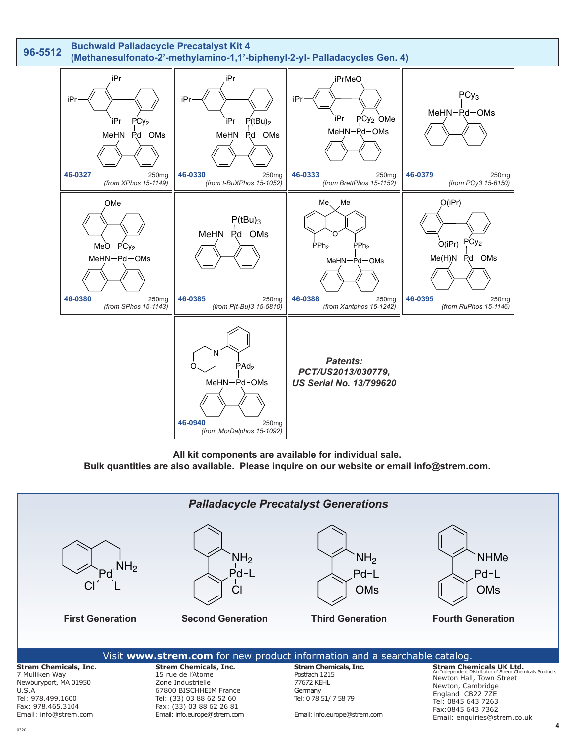## 96-5512 Buchwald Palladacycle Precatalyst Kit 4 (Methanesulfonato-2'-methylamino-1,1'-biphenyl-2-yl- Palladacycles Gen. 4)

| Catalog No. | Size | Source |
|---|---|---|
| 46-0327 | 250mg | (from XPhos 15-1149) |
| 46-0330 | 250mg | (from t-BuXPhos 15-1052) |
| 46-0333 | 250mg | (from BrettPhos 15-1152) |
| 46-0379 | 250mg | (from PCy3 15-6150) |
| 46-0380 | 250mg | (from SPhos 15-1143) |
| 46-0385 | 250mg | (from P(t-Bu)3 15-5810) |
| 46-0388 | 250mg | (from Xantphos 15-1242) |
| 46-0395 | 250mg | (from RuPhos 15-1146) |
| 46-0940 | 250mg | (from MorDalphos 15-1092) |

***Patents: PCT/US2013/030779, US Serial No. 13/799620***

**All kit components are available for individual sale.**
**Bulk quantities are also available. Please inquire on our website or email info@strem.com.**

### *Palladacycle Precatalyst Generations*

First Generation

Second Generation

Third Generation

Fourth Generation

Visit **www.strem.com** for new product information and a searchable catalog.

**Strem Chemicals, Inc.**
7 Mulliken Way
Newburyport, MA 01950
U.S.A
Tel: 978.499.1600
Fax: 978.465.3104
Email: info@strem.com

**Strem Chemicals, Inc.**
15 rue de l'Atome
Zone Industrielle
67800 BISCHHEIM France
Tel: (33) 03 88 62 52 60
Fax: (33) 03 88 62 26 81
Email: info.europe@strem.com

**Strem Chemicals, Inc.**
Postfach 1215
77672 KEHL
Germany
Tel: 0 78 51/ 7 58 79
Email: info.europe@strem.com

**Strem Chemicals UK Ltd.**
An Independent Distributor of Strem Chemicals Products
Newton Hall, Town Street
Newton, Cambridge
England CB22 7ZE
Tel: 0845 643 7263
Fax:0845 643 7362
Email: enquiries@strem.co.uk

0320